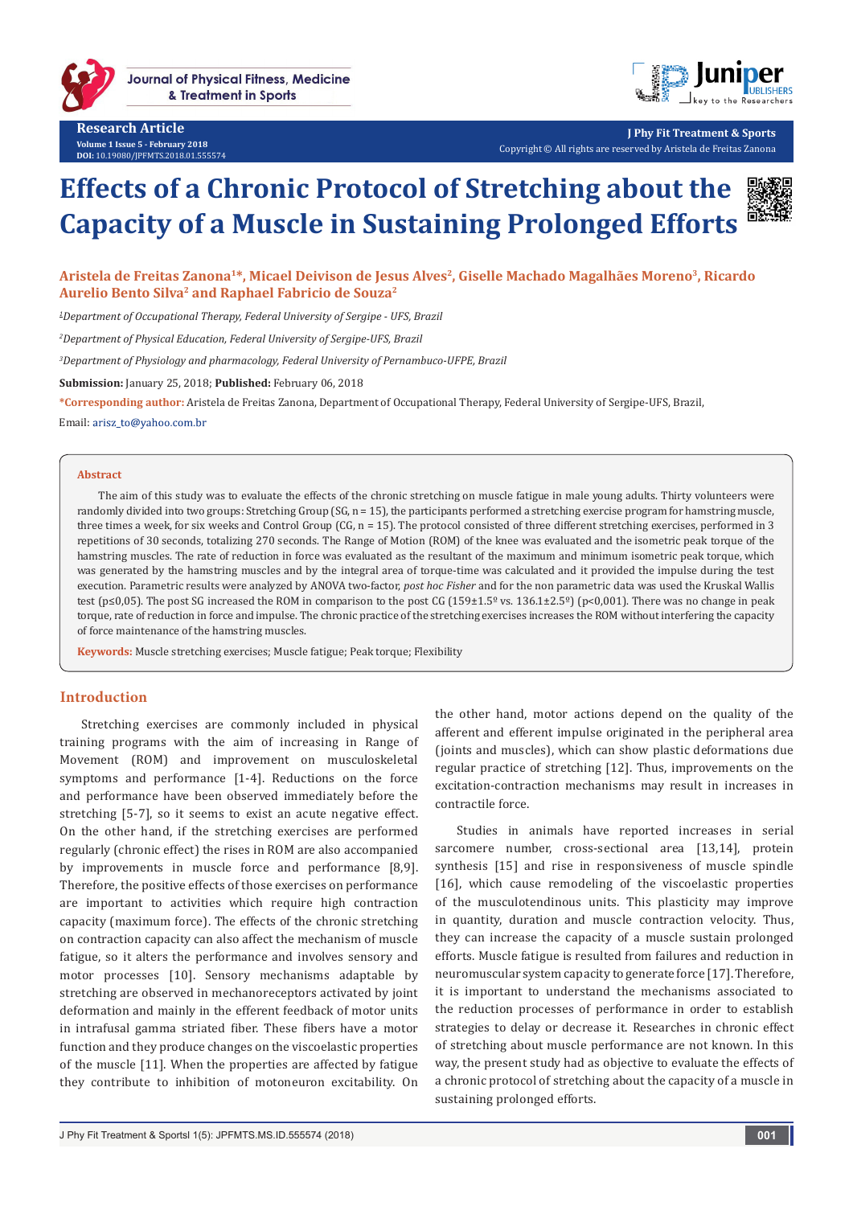Research Article

Volume 1 Issue 5 - February 2018
DOI: 10.19080/JPFMTS.2018.01.555574

Copyright © All rights are reserved by Aristela de Freitas Zanona

# Effects of a Chronic Protocol of Stretching about the Capacity of a Muscle in Sustaining Prolonged Efforts

**Aristela de Freitas Zanona[1]\*, Micael Deivison de Jesus Alves[2], Giselle Machado Magalhães Moreno[3], Ricardo Aurelio Bento Silva[2] and Raphael Fabricio de Souza[2]**

[1]*Department of Occupational Therapy, Federal University of Sergipe - UFS, Brazil*

[2]*Department of Physical Education, Federal University of Sergipe-UFS, Brazil*

[3]*Department of Physiology and pharmacology, Federal University of Pernambuco-UFPE, Brazil*

**Submission:** January 25, 2018; **Published:** February 06, 2018

**\*Corresponding author:** Aristela de Freitas Zanona, Department of Occupational Therapy, Federal University of Sergipe-UFS, Brazil, Email: arisz_to@yahoo.com.br

## Abstract

The aim of this study was to evaluate the effects of the chronic stretching on muscle fatigue in male young adults. Thirty volunteers were randomly divided into two groups: Stretching Group (SG, n = 15), the participants performed a stretching exercise program for hamstring muscle, three times a week, for six weeks and Control Group (CG, n = 15). The protocol consisted of three different stretching exercises, performed in 3 repetitions of 30 seconds, totalizing 270 seconds. The Range of Motion (ROM) of the knee was evaluated and the isometric peak torque of the hamstring muscles. The rate of reduction in force was evaluated as the resultant of the maximum and minimum isometric peak torque, which was generated by the hamstring muscles and by the integral area of torque-time was calculated and it provided the impulse during the test execution. Parametric results were analyzed by ANOVA two-factor, *post hoc Fisher* and for the non parametric data was used the Kruskal Wallis test (p≤0,05). The post SG increased the ROM in comparison to the post CG (159±1.5º vs. 136.1±2.5º) (p<0,001). There was no change in peak torque, rate of reduction in force and impulse. The chronic practice of the stretching exercises increases the ROM without interfering the capacity of force maintenance of the hamstring muscles.

**Keywords:** Muscle stretching exercises; Muscle fatigue; Peak torque; Flexibility

## Introduction

Stretching exercises are commonly included in physical training programs with the aim of increasing in Range of Movement (ROM) and improvement on musculoskeletal symptoms and performance [1-4]. Reductions on the force and performance have been observed immediately before the stretching [5-7], so it seems to exist an acute negative effect. On the other hand, if the stretching exercises are performed regularly (chronic effect) the rises in ROM are also accompanied by improvements in muscle force and performance [8,9]. Therefore, the positive effects of those exercises on performance are important to activities which require high contraction capacity (maximum force). The effects of the chronic stretching on contraction capacity can also affect the mechanism of muscle fatigue, so it alters the performance and involves sensory and motor processes [10]. Sensory mechanisms adaptable by stretching are observed in mechanoreceptors activated by joint deformation and mainly in the efferent feedback of motor units in intrafusal gamma striated fiber. These fibers have a motor function and they produce changes on the viscoelastic properties of the muscle [11]. When the properties are affected by fatigue they contribute to inhibition of motoneuron excitability. On the other hand, motor actions depend on the quality of the afferent and efferent impulse originated in the peripheral area (joints and muscles), which can show plastic deformations due regular practice of stretching [12]. Thus, improvements on the excitation-contraction mechanisms may result in increases in contractile force.

Studies in animals have reported increases in serial sarcomere number, cross-sectional area [13,14], protein synthesis [15] and rise in responsiveness of muscle spindle [16], which can cause remodeling of the viscoelastic properties of the musculotendinous units. This plasticity may improve in quantity, duration and muscle contraction velocity. Thus, they can increase the capacity of a muscle sustain prolonged efforts. Muscle fatigue is resulted from failures and reduction in neuromuscular system capacity to generate force [17]. Therefore, it is important to understand the mechanisms associated to the reduction processes of performance in order to establish strategies to delay or decrease it. Researches in chronic effect of stretching about muscle performance are not known. In this way, the present study had as objective to evaluate the effects of a chronic protocol of stretching about the capacity of a muscle in sustaining prolonged efforts.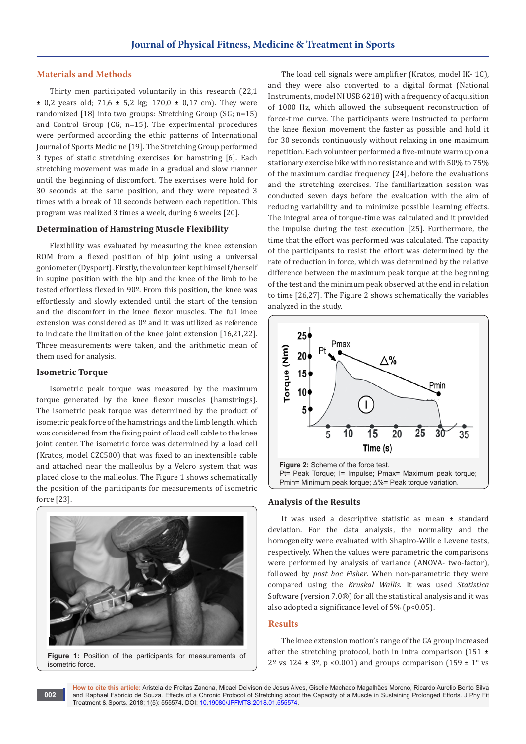## Materials and Methods

Thirty men participated voluntarily in this research (22,1 ± 0,2 years old; 71,6 ± 5,2 kg; 170,0 ± 0,17 cm). They were randomized [18] into two groups: Stretching Group (SG; n=15) and Control Group (CG; n=15). The experimental procedures were performed according the ethic patterns of International Journal of Sports Medicine [19]. The Stretching Group performed 3 types of static stretching exercises for hamstring [6]. Each stretching movement was made in a gradual and slow manner until the beginning of discomfort. The exercises were hold for 30 seconds at the same position, and they were repeated 3 times with a break of 10 seconds between each repetition. This program was realized 3 times a week, during 6 weeks [20].

### Determination of Hamstring Muscle Flexibility

Flexibility was evaluated by measuring the knee extension ROM from a flexed position of hip joint using a universal goniometer (Dysport). Firstly, the volunteer kept himself/herself in supine position with the hip and the knee of the limb to be tested effortless flexed in 90º. From this position, the knee was effortlessly and slowly extended until the start of the tension and the discomfort in the knee flexor muscles. The full knee extension was considered as 0º and it was utilized as reference to indicate the limitation of the knee joint extension [16,21,22]. Three measurements were taken, and the arithmetic mean of them used for analysis.

### Isometric Torque

Isometric peak torque was measured by the maximum torque generated by the knee flexor muscles (hamstrings). The isometric peak torque was determined by the product of isometric peak force of the hamstrings and the limb length, which was considered from the fixing point of load cell cable to the knee joint center. The isometric force was determined by a load cell (Kratos, model CZC500) that was fixed to an inextensible cable and attached near the malleolus by a Velcro system that was placed close to the malleolus. The Figure 1 shows schematically the position of the participants for measurements of isometric force [23].

**Figure 1:** Position of the participants for measurements of isometric force.

The load cell signals were amplifier (Kratos, model IK- 1C), and they were also converted to a digital format (National Instruments, model NI USB 6218) with a frequency of acquisition of 1000 Hz, which allowed the subsequent reconstruction of force-time curve. The participants were instructed to perform the knee flexion movement the faster as possible and hold it for 30 seconds continuously without relaxing in one maximum repetition. Each volunteer performed a five-minute warm up on a stationary exercise bike with no resistance and with 50% to 75% of the maximum cardiac frequency [24], before the evaluations and the stretching exercises. The familiarization session was conducted seven days before the evaluation with the aim of reducing variability and to minimize possible learning effects. The integral area of torque-time was calculated and it provided the impulse during the test execution [25]. Furthermore, the time that the effort was performed was calculated. The capacity of the participants to resist the effort was determined by the rate of reduction in force, which was determined by the relative difference between the maximum peak torque at the beginning of the test and the minimum peak observed at the end in relation to time [26,27]. The Figure 2 shows schematically the variables analyzed in the study.

Torque (Nm)
25
20
15
10
5
Pt
Pmax
Δ%
Pmin
I
5 10 15 20 25 30 35
Time (s)

**Figure 2:** Scheme of the force test.
Pt= Peak Torque; I= Impulse; Pmax= Maximum peak torque; Pmin= Minimum peak torque; Δ%= Peak torque variation.

### Analysis of the Results

It was used a descriptive statistic as mean ± standard deviation. For the data analysis, the normality and the homogeneity were evaluated with Shapiro-Wilk e Levene tests, respectively. When the values were parametric the comparisons were performed by analysis of variance (ANOVA- two-factor), followed by *post hoc Fisher*. When non-parametric they were compared using the *Kruskal Wallis*. It was used *Statistica* Software (version 7.0®) for all the statistical analysis and it was also adopted a significance level of 5% (p<0.05).

## Results

The knee extension motion's range of the GA group increased after the stretching protocol, both in intra comparison (151 ± 2º vs 124 ± 3º, p <0.001) and groups comparison (159 ± 1° vs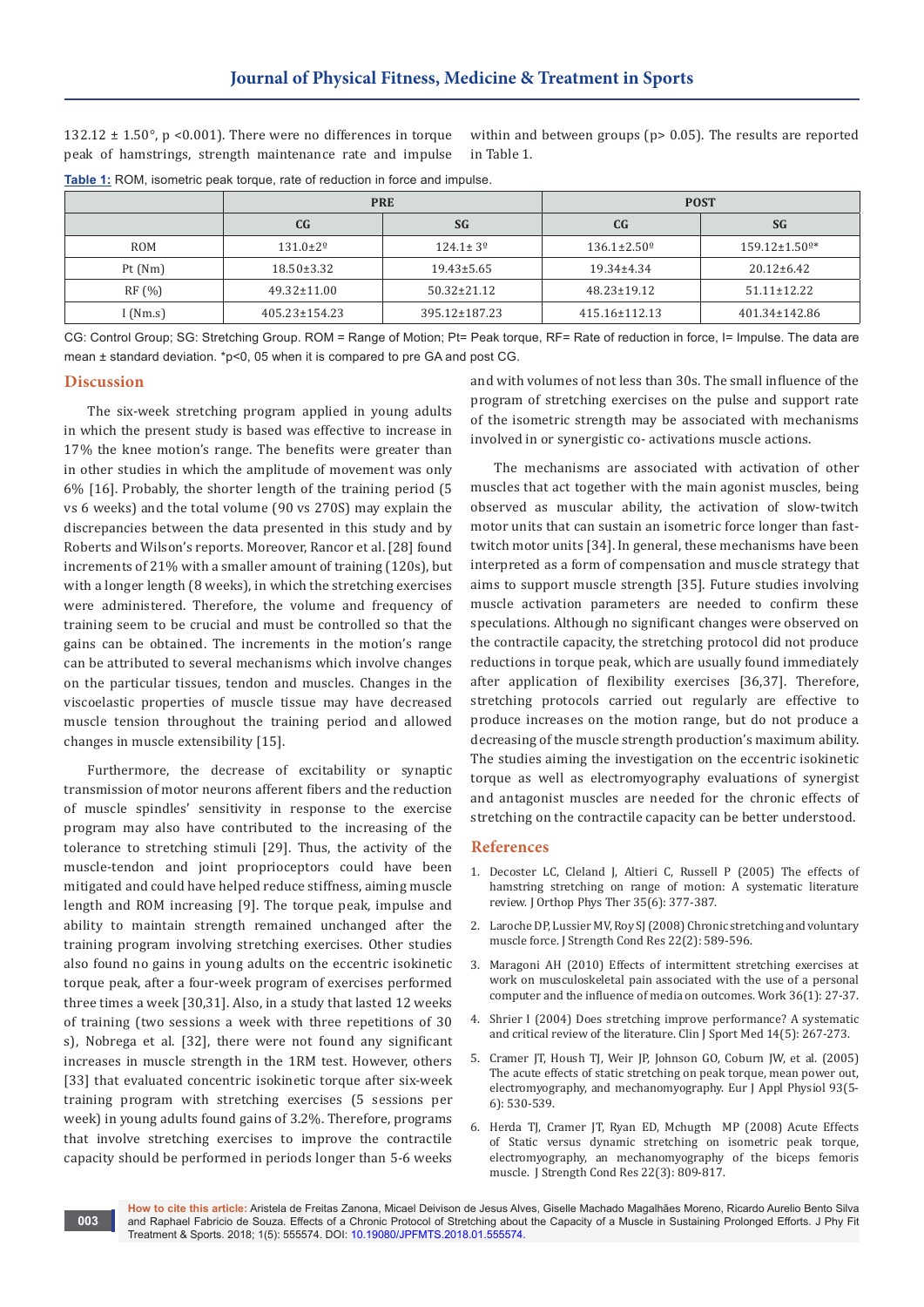132.12 ± 1.50°, p <0.001). There were no differences in torque peak of hamstrings, strength maintenance rate and impulse within and between groups (p> 0.05). The results are reported in Table 1.

**Table 1:** ROM, isometric peak torque, rate of reduction in force and impulse.

| | PRE | | POST | |
|---|---|---|---|---|
| | CG | SG | CG | SG |
| ROM | 131.0±2º | 124.1± 3º | 136.1±2.50º | 159.12±1.50º* |
| Pt (Nm) | 18.50±3.32 | 19.43±5.65 | 19.34±4.34 | 20.12±6.42 |
| RF (%) | 49.32±11.00 | 50.32±21.12 | 48.23±19.12 | 51.11±12.22 |
| I (Nm.s) | 405.23±154.23 | 395.12±187.23 | 415.16±112.13 | 401.34±142.86 |

CG: Control Group; SG: Stretching Group. ROM = Range of Motion; Pt= Peak torque, RF= Rate of reduction in force, I= Impulse. The data are mean ± standard deviation. *p<0, 05 when it is compared to pre GA and post CG.

## Discussion

The six-week stretching program applied in young adults in which the present study is based was effective to increase in 17% the knee motion's range. The benefits were greater than in other studies in which the amplitude of movement was only 6% [16]. Probably, the shorter length of the training period (5 vs 6 weeks) and the total volume (90 vs 270S) may explain the discrepancies between the data presented in this study and by Roberts and Wilson's reports. Moreover, Rancor et al. [28] found increments of 21% with a smaller amount of training (120s), but with a longer length (8 weeks), in which the stretching exercises were administered. Therefore, the volume and frequency of training seem to be crucial and must be controlled so that the gains can be obtained. The increments in the motion's range can be attributed to several mechanisms which involve changes on the particular tissues, tendon and muscles. Changes in the viscoelastic properties of muscle tissue may have decreased muscle tension throughout the training period and allowed changes in muscle extensibility [15].

Furthermore, the decrease of excitability or synaptic transmission of motor neurons afferent fibers and the reduction of muscle spindles' sensitivity in response to the exercise program may also have contributed to the increasing of the tolerance to stretching stimuli [29]. Thus, the activity of the muscle-tendon and joint proprioceptors could have been mitigated and could have helped reduce stiffness, aiming muscle length and ROM increasing [9]. The torque peak, impulse and ability to maintain strength remained unchanged after the training program involving stretching exercises. Other studies also found no gains in young adults on the eccentric isokinetic torque peak, after a four-week program of exercises performed three times a week [30,31]. Also, in a study that lasted 12 weeks of training (two sessions a week with three repetitions of 30 s), Nobrega et al. [32], there were not found any significant increases in muscle strength in the 1RM test. However, others [33] that evaluated concentric isokinetic torque after six-week training program with stretching exercises (5 sessions per week) in young adults found gains of 3.2%. Therefore, programs that involve stretching exercises to improve the contractile capacity should be performed in periods longer than 5-6 weeks and with volumes of not less than 30s. The small influence of the program of stretching exercises on the pulse and support rate of the isometric strength may be associated with mechanisms involved in or synergistic co- activations muscle actions.

The mechanisms are associated with activation of other muscles that act together with the main agonist muscles, being observed as muscular ability, the activation of slow-twitch motor units that can sustain an isometric force longer than fast-twitch motor units [34]. In general, these mechanisms have been interpreted as a form of compensation and muscle strategy that aims to support muscle strength [35]. Future studies involving muscle activation parameters are needed to confirm these speculations. Although no significant changes were observed on the contractile capacity, the stretching protocol did not produce reductions in torque peak, which are usually found immediately after application of flexibility exercises [36,37]. Therefore, stretching protocols carried out regularly are effective to produce increases on the motion range, but do not produce a decreasing of the muscle strength production's maximum ability. The studies aiming the investigation on the eccentric isokinetic torque as well as electromyography evaluations of synergist and antagonist muscles are needed for the chronic effects of stretching on the contractile capacity can be better understood.

## References

1. Decoster LC, Cleland J, Altieri C, Russell P (2005) The effects of hamstring stretching on range of motion: A systematic literature review. J Orthop Phys Ther 35(6): 377-387.
2. Laroche DP, Lussier MV, Roy SJ (2008) Chronic stretching and voluntary muscle force. J Strength Cond Res 22(2): 589-596.
3. Maragoni AH (2010) Effects of intermittent stretching exercises at work on musculoskeletal pain associated with the use of a personal computer and the influence of media on outcomes. Work 36(1): 27-37.
4. Shrier I (2004) Does stretching improve performance? A systematic and critical review of the literature. Clin J Sport Med 14(5): 267-273.
5. Cramer JT, Housh TJ, Weir JP, Johnson GO, Coburn JW, et al. (2005) The acute effects of static stretching on peak torque, mean power out, electromyography, and mechanomyography. Eur J Appl Physiol 93(5-6): 530-539.
6. Herda TJ, Cramer JT, Ryan ED, Mchugth MP (2008) Acute Effects of Static versus dynamic stretching on isometric peak torque, electromyography, an mechanomyography of the biceps femoris muscle. J Strength Cond Res 22(3): 809-817.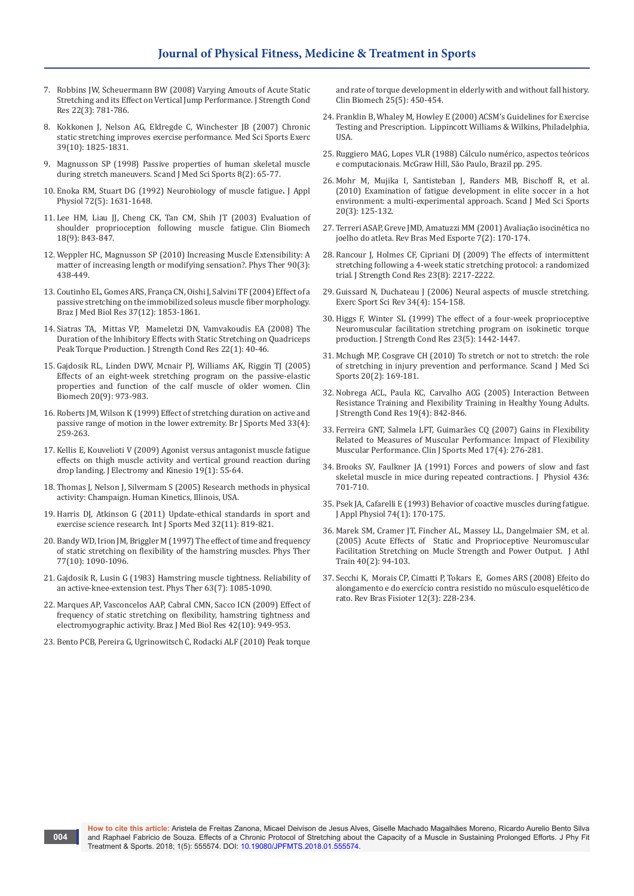7. Robbins JW, Scheuermann BW (2008) Varying Amouts of Acute Static Stretching and its Effect on Vertical Jump Performance. J Strength Cond Res 22(3): 781-786.
8. Kokkonen J, Nelson AG, Eldregde C, Winchester JB (2007) Chronic static stretching improves exercise performance. Med Sci Sports Exerc 39(10): 1825-1831.
9. Magnusson SP (1998) Passive properties of human skeletal muscle during stretch maneuvers. Scand J Med Sci Sports 8(2): 65-77.
10. Enoka RM, Stuart DG (1992) Neurobiology of muscle fatigue**.** J Appl Physiol 72(5): 1631-1648.
11. Lee HM, Liau JJ, Cheng CK, Tan CM, Shih JT (2003) Evaluation of shoulder proprioception following muscle fatigue. Clin Biomech 18(9): 843-847.
12. Weppler HC, Magnusson SP (2010) Increasing Muscle Extensibility: A matter of increasing length or modifying sensation?. Phys Ther 90(3): 438-449.
13. Coutinho EL, Gomes ARS, França CN, Oishi J, Salvini TF (2004) Effect of a passive stretching on the immobilized soleus muscle fiber morphology. Braz J Med Biol Res 37(12): 1853-1861.
14. Siatras TA, Mittas VP, Mameletzi DN, Vamvakoudis EA (2008) The Duration of the Inhibitory Effects with Static Stretching on Quadriceps Peak Torque Production. J Strength Cond Res 22(1): 40-46.
15. Gajdosik RL, Linden DWV, Mcnair PJ, Williams AK, Riggin TJ (2005) Effects of an eight-week stretching program on the passive-elastic properties and function of the calf muscle of older women. Clin Biomech 20(9): 973-983.
16. Roberts JM, Wilson K (1999) Effect of stretching duration on active and passive range of motion in the lower extremity. Br J Sports Med 33(4): 259-263.
17. Kellis E, Kouvelioti V (2009) Agonist versus antagonist muscle fatigue effects on thigh muscle activity and vertical ground reaction during drop landing. J Electromy and Kinesio 19(1): 55-64.
18. Thomas J, Nelson J, Silvermam S (2005) Research methods in physical activity: Champaign. Human Kinetics, Illinois, USA.
19. Harris DJ, Atkinson G (2011) Update-ethical standards in sport and exercise science research. Int J Sports Med 32(11): 819-821.
20. Bandy WD, Irion JM, Briggler M (1997) The effect of time and frequency of static stretching on flexibility of the hamstring muscles. Phys Ther 77(10): 1090-1096.
21. Gajdosik R, Lusin G (1983) Hamstring muscle tightness. Reliability of an active-knee-extension test. Phys Ther 63(7): 1085-1090.
22. Marques AP, Vasconcelos AAP, Cabral CMN, Sacco ICN (2009) Effect of frequency of static stretching on flexibility, hamstring tightness and electromyographic activity. Braz J Med Biol Res 42(10): 949-953.
23. Bento PCB, Pereira G, Ugrinowitsch C, Rodacki ALF (2010) Peak torque and rate of torque development in elderly with and without fall history. Clin Biomech 25(5): 450-454.
24. Franklin B, Whaley M, Howley E (2000) ACSM's Guidelines for Exercise Testing and Prescription. Lippincott Williams & Wilkins, Philadelphia, USA.
25. Ruggiero MAG, Lopes VLR (1988) Cálculo numérico, aspectos teóricos e computacionais. McGraw Hill, São Paulo, Brazil pp. 295.
26. Mohr M, Mujika I, Santisteban J, Randers MB, Bischoff R, et al. (2010) Examination of fatigue development in elite soccer in a hot environment: a multi-experimental approach. Scand J Med Sci Sports 20(3): 125-132.
27. Terreri ASAP, Greve JMD, Amatuzzi MM (2001) Avaliação isocinética no joelho do atleta. Rev Bras Med Esporte 7(2): 170-174.
28. Rancour J, Holmes CF, Cipriani DJ (2009) The effects of intermittent stretching following a 4-week static stretching protocol: a randomized trial. J Strength Cond Res 23(8): 2217-2222.
29. Guissard N, Duchateau J (2006) Neural aspects of muscle stretching. Exerc Sport Sci Rev 34(4): 154-158.
30. Higgs F, Winter SL (1999) The effect of a four-week proprioceptive Neuromuscular facilitation stretching program on isokinetic torque production. J Strength Cond Res 23(5): 1442-1447.
31. Mchugh MP, Cosgrave CH (2010) To stretch or not to stretch: the role of stretching in injury prevention and performance. Scand J Med Sci Sports 20(2): 169-181.
32. Nobrega ACL, Paula KC, Carvalho ACG (2005) Interaction Between Resistance Training and Flexibility Training in Healthy Young Adults. J Strength Cond Res 19(4): 842-846.
33. Ferreira GNT, Salmela LFT, Guimarães CQ (2007) Gains in Flexibility Related to Measures of Muscular Performance: Impact of Flexibility Muscular Performance. Clin J Sports Med 17(4): 276-281.
34. Brooks SV, Faulkner JA (1991) Forces and powers of slow and fast skeletal muscle in mice during repeated contractions. J Physiol 436: 701-710.
35. Psek JA, Cafarelli E (1993) Behavior of coactive muscles during fatigue. J Appl Physiol 74(1): 170-175.
36. Marek SM, Cramer JT, Fincher AL, Massey LL, Dangelmaier SM, et al. (2005) Acute Effects of Static and Proprioceptive Neuromuscular Facilitation Stretching on Mucle Strength and Power Output. J Athl Train 40(2): 94-103.
37. Secchi K, Morais CP, Cimatti P, Tokars E, Gomes ARS (2008) Efeito do alongamento e do exercício contra resistido no músculo esquelético de rato. Rev Bras Fisioter 12(3): 228-234.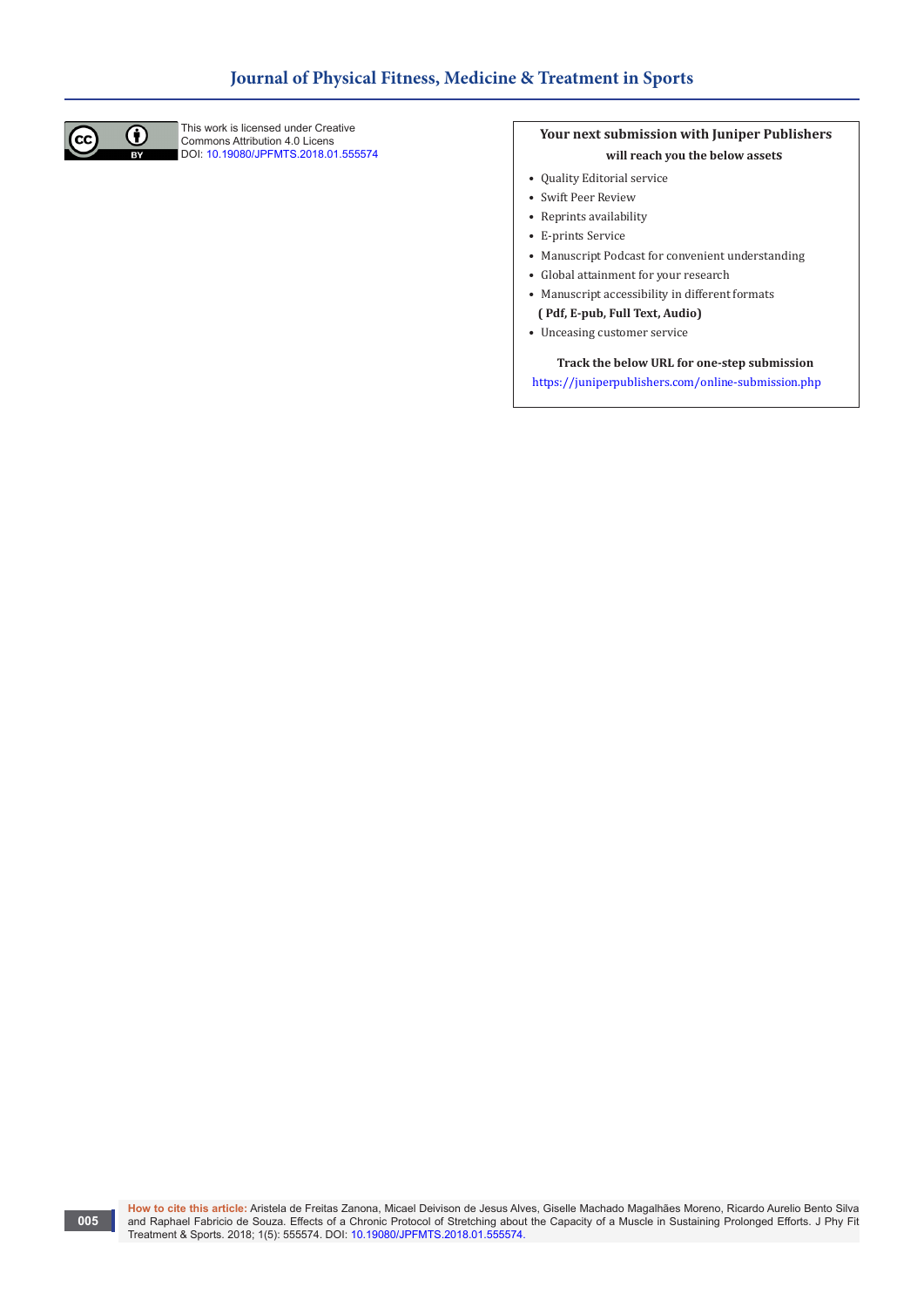This work is licensed under Creative Commons Attribution 4.0 Licens
DOI: 10.19080/JPFMTS.2018.01.555574

**Your next submission with Juniper Publishers**
**will reach you the below assets**

- Quality Editorial service
- Swift Peer Review
- Reprints availability
- E-prints Service
- Manuscript Podcast for convenient understanding
- Global attainment for your research
- Manuscript accessibility in different formats
  **( Pdf, E-pub, Full Text, Audio)**
- Unceasing customer service

**Track the below URL for one-step submission**
https://juniperpublishers.com/online-submission.php

**How to cite this article:** Aristela de Freitas Zanona, Micael Deivison de Jesus Alves, Giselle Machado Magalhães Moreno, Ricardo Aurelio Bento Silva and Raphael Fabricio de Souza. Effects of a Chronic Protocol of Stretching about the Capacity of a Muscle in Sustaining Prolonged Efforts. J Phy Fit Treatment & Sports. 2018; 1(5): 555574. DOI: 10.19080/JPFMTS.2018.01.555574.